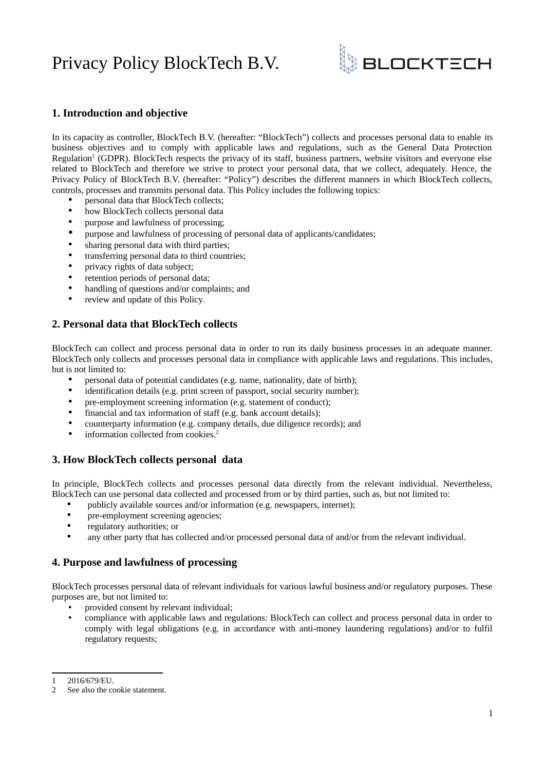# Privacy Policy BlockTech B.V.

## 1. Introduction and objective

In its capacity as controller, BlockTech B.V. (hereafter: "BlockTech") collects and processes personal data to enable its business objectives and to comply with applicable laws and regulations, such as the General Data Protection Regulation[1] (GDPR). BlockTech respects the privacy of its staff, business partners, website visitors and everyone else related to BlockTech and therefore we strive to protect your personal data, that we collect, adequately. Hence, the Privacy Policy of BlockTech B.V. (hereafter: "Policy") describes the different manners in which BlockTech collects, controls, processes and transmits personal data. This Policy includes the following topics:

- personal data that BlockTech collects;
- how BlockTech collects personal data
- purpose and lawfulness of processing;
- purpose and lawfulness of processing of personal data of applicants/candidates;
- sharing personal data with third parties;
- transferring personal data to third countries;
- privacy rights of data subject;
- retention periods of personal data;
- handling of questions and/or complaints; and
- review and update of this Policy.

## 2. Personal data that BlockTech collects

BlockTech can collect and process personal data in order to run its daily business processes in an adequate manner. BlockTech only collects and processes personal data in compliance with applicable laws and regulations. This includes, but is not limited to:

- personal data of potential candidates (e.g. name, nationality, date of birth);
- identification details (e.g. print screen of passport, social security number);
- pre-employment screening information (e.g. statement of conduct);
- financial and tax information of staff (e.g. bank account details);
- counterparty information (e.g. company details, due diligence records); and
- information collected from cookies.[2]

## 3. How BlockTech collects personal data

In principle, BlockTech collects and processes personal data directly from the relevant individual. Nevertheless, BlockTech can use personal data collected and processed from or by third parties, such as, but not limited to:

- publicly available sources and/or information (e.g. newspapers, internet);
- pre-employment screening agencies;
- regulatory authorities; or
- any other party that has collected and/or processed personal data of and/or from the relevant individual.

## 4. Purpose and lawfulness of processing

BlockTech processes personal data of relevant individuals for various lawful business and/or regulatory purposes. These purposes are, but not limited to:

- provided consent by relevant individual;
- compliance with applicable laws and regulations: BlockTech can collect and process personal data in order to comply with legal obligations (e.g. in accordance with anti-money laundering regulations) and/or to fulfil regulatory requests;

---

[1] 2016/679/EU.

[2] See also the cookie statement.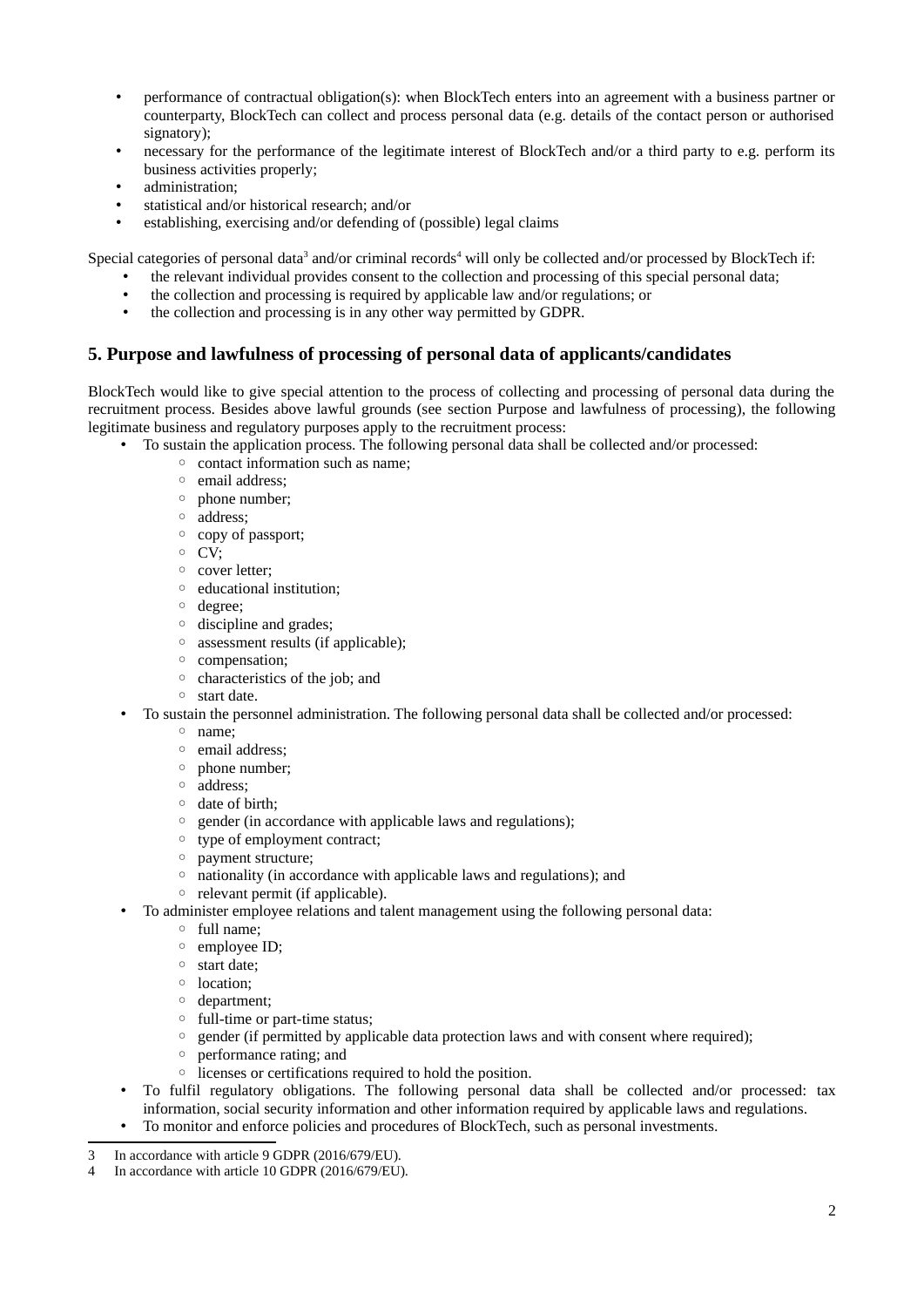- performance of contractual obligation(s): when BlockTech enters into an agreement with a business partner or counterparty, BlockTech can collect and process personal data (e.g. details of the contact person or authorised signatory);
- necessary for the performance of the legitimate interest of BlockTech and/or a third party to e.g. perform its business activities properly;
- administration;
- statistical and/or historical research; and/or
- establishing, exercising and/or defending of (possible) legal claims

Special categories of personal data[3] and/or criminal records[4] will only be collected and/or processed by BlockTech if:

- the relevant individual provides consent to the collection and processing of this special personal data;
- the collection and processing is required by applicable law and/or regulations; or
- the collection and processing is in any other way permitted by GDPR.

## 5. Purpose and lawfulness of processing of personal data of applicants/candidates

BlockTech would like to give special attention to the process of collecting and processing of personal data during the recruitment process. Besides above lawful grounds (see section Purpose and lawfulness of processing), the following legitimate business and regulatory purposes apply to the recruitment process:

- To sustain the application process. The following personal data shall be collected and/or processed:
    - contact information such as name;
    - email address;
    - phone number;
    - address;
    - copy of passport;
    - CV;
    - cover letter;
    - educational institution;
    - degree;
    - discipline and grades;
    - assessment results (if applicable);
    - compensation;
    - characteristics of the job; and
    - start date.
- To sustain the personnel administration. The following personal data shall be collected and/or processed:
    - name;
    - email address;
    - phone number;
    - address;
    - date of birth;
    - gender (in accordance with applicable laws and regulations);
    - type of employment contract;
    - payment structure;
    - nationality (in accordance with applicable laws and regulations); and
    - relevant permit (if applicable).
- To administer employee relations and talent management using the following personal data:
    - full name;
    - employee ID;
    - start date;
    - location;
    - department;
    - full-time or part-time status;
    - gender (if permitted by applicable data protection laws and with consent where required);
    - performance rating; and
    - licenses or certifications required to hold the position.
- To fulfil regulatory obligations. The following personal data shall be collected and/or processed: tax information, social security information and other information required by applicable laws and regulations.
- To monitor and enforce policies and procedures of BlockTech, such as personal investments.

[3] In accordance with article 9 GDPR (2016/679/EU).

[4] In accordance with article 10 GDPR (2016/679/EU).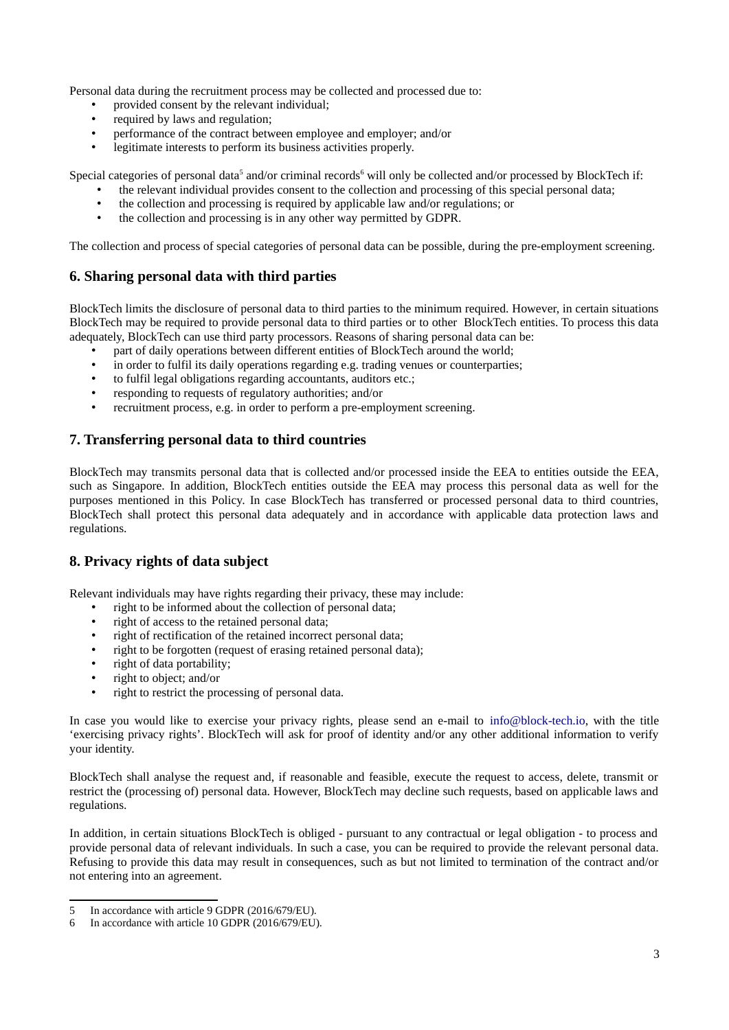Personal data during the recruitment process may be collected and processed due to:

- provided consent by the relevant individual;
- required by laws and regulation;
- performance of the contract between employee and employer; and/or
- legitimate interests to perform its business activities properly.

Special categories of personal data[5] and/or criminal records[6] will only be collected and/or processed by BlockTech if:

- the relevant individual provides consent to the collection and processing of this special personal data;
- the collection and processing is required by applicable law and/or regulations; or
- the collection and processing is in any other way permitted by GDPR.

The collection and process of special categories of personal data can be possible, during the pre-employment screening.

## 6. Sharing personal data with third parties

BlockTech limits the disclosure of personal data to third parties to the minimum required. However, in certain situations BlockTech may be required to provide personal data to third parties or to other BlockTech entities. To process this data adequately, BlockTech can use third party processors. Reasons of sharing personal data can be:

- part of daily operations between different entities of BlockTech around the world;
- in order to fulfil its daily operations regarding e.g. trading venues or counterparties;
- to fulfil legal obligations regarding accountants, auditors etc.;
- responding to requests of regulatory authorities; and/or
- recruitment process, e.g. in order to perform a pre-employment screening.

## 7. Transferring personal data to third countries

BlockTech may transmits personal data that is collected and/or processed inside the EEA to entities outside the EEA, such as Singapore. In addition, BlockTech entities outside the EEA may process this personal data as well for the purposes mentioned in this Policy. In case BlockTech has transferred or processed personal data to third countries, BlockTech shall protect this personal data adequately and in accordance with applicable data protection laws and regulations.

## 8. Privacy rights of data subject

Relevant individuals may have rights regarding their privacy, these may include:

- right to be informed about the collection of personal data;
- right of access to the retained personal data;
- right of rectification of the retained incorrect personal data;
- right to be forgotten (request of erasing retained personal data);
- right of data portability;
- right to object; and/or
- right to restrict the processing of personal data.

In case you would like to exercise your privacy rights, please send an e-mail to info@block-tech.io, with the title 'exercising privacy rights'. BlockTech will ask for proof of identity and/or any other additional information to verify your identity.

BlockTech shall analyse the request and, if reasonable and feasible, execute the request to access, delete, transmit or restrict the (processing of) personal data. However, BlockTech may decline such requests, based on applicable laws and regulations.

In addition, in certain situations BlockTech is obliged - pursuant to any contractual or legal obligation - to process and provide personal data of relevant individuals. In such a case, you can be required to provide the relevant personal data. Refusing to provide this data may result in consequences, such as but not limited to termination of the contract and/or not entering into an agreement.

---

[5] In accordance with article 9 GDPR (2016/679/EU).

[6] In accordance with article 10 GDPR (2016/679/EU).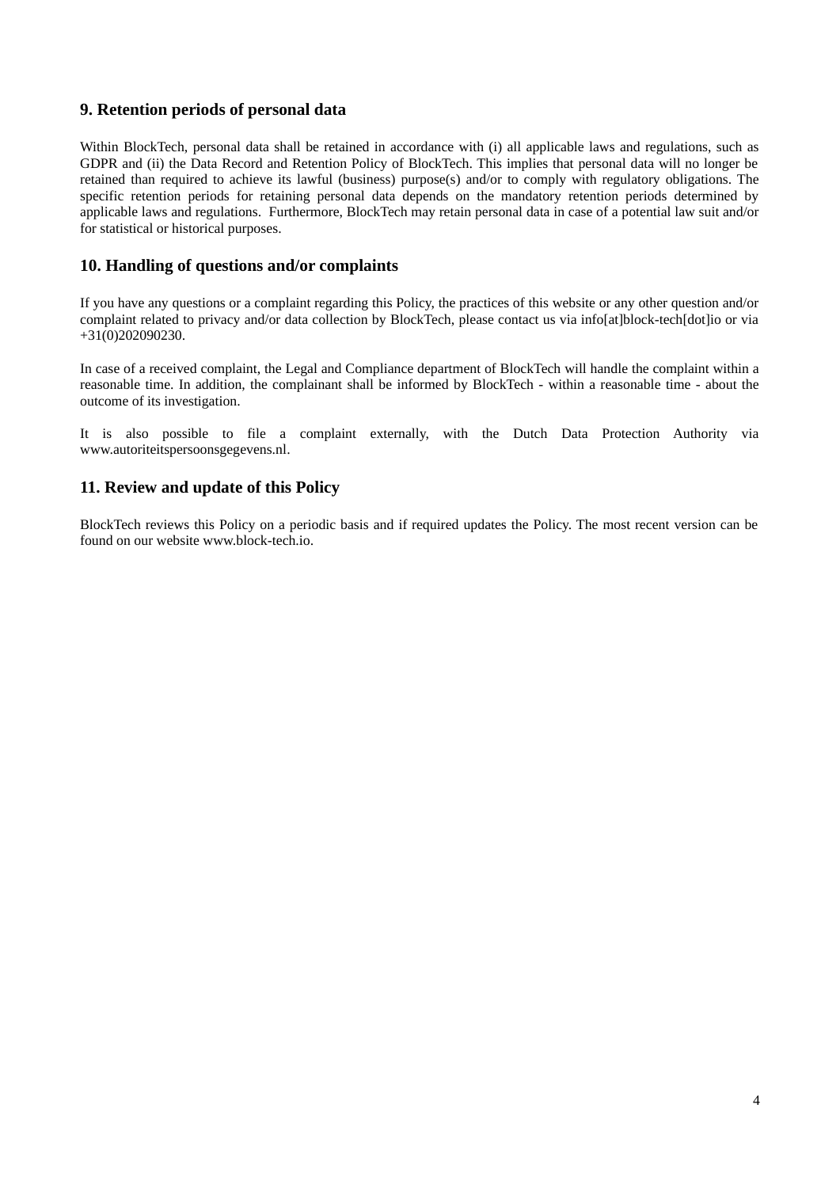## 9. Retention periods of personal data

Within BlockTech, personal data shall be retained in accordance with (i) all applicable laws and regulations, such as GDPR and (ii) the Data Record and Retention Policy of BlockTech. This implies that personal data will no longer be retained than required to achieve its lawful (business) purpose(s) and/or to comply with regulatory obligations. The specific retention periods for retaining personal data depends on the mandatory retention periods determined by applicable laws and regulations. Furthermore, BlockTech may retain personal data in case of a potential law suit and/or for statistical or historical purposes.

## 10. Handling of questions and/or complaints

If you have any questions or a complaint regarding this Policy, the practices of this website or any other question and/or complaint related to privacy and/or data collection by BlockTech, please contact us via info[at]block-tech[dot]io or via +31(0)202090230.

In case of a received complaint, the Legal and Compliance department of BlockTech will handle the complaint within a reasonable time. In addition, the complainant shall be informed by BlockTech - within a reasonable time - about the outcome of its investigation.

It is also possible to file a complaint externally, with the Dutch Data Protection Authority via www.autoriteitspersoonsgegevens.nl.

## 11. Review and update of this Policy

BlockTech reviews this Policy on a periodic basis and if required updates the Policy. The most recent version can be found on our website www.block-tech.io.